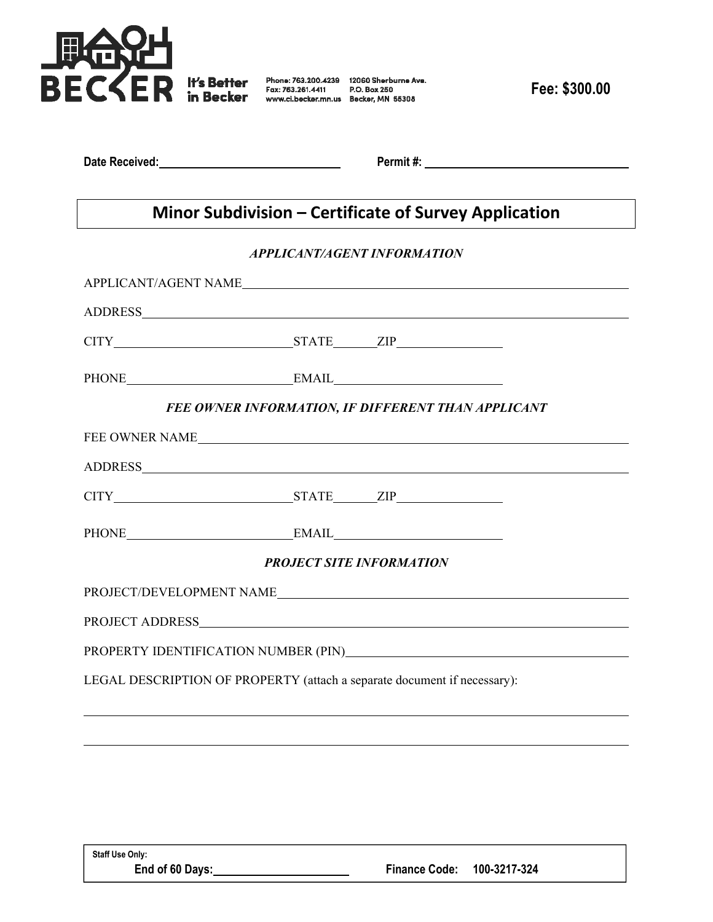BECKER It's Better in Becker

Phone: 763.200.4239
Fax: 763.261.4411
www.ci.becker.mn.us

12060 Sherburne Ave.
P.O. Box 250
Becker, MN 55308

**Fee: $300.00**

**Date Received:** ____________________ **Permit #:** ____________________

# Minor Subdivision – Certificate of Survey Application

***APPLICANT/AGENT INFORMATION***

APPLICANT/AGENT NAME ____________________

ADDRESS ____________________

CITY ____________________ STATE ________ ZIP ____________

PHONE ____________________ EMAIL ____________________

***FEE OWNER INFORMATION, IF DIFFERENT THAN APPLICANT***

FEE OWNER NAME ____________________

ADDRESS ____________________

CITY ____________________ STATE ________ ZIP ____________

PHONE ____________________ EMAIL ____________________

***PROJECT SITE INFORMATION***

PROJECT/DEVELOPMENT NAME ____________________

PROJECT ADDRESS ____________________

PROPERTY IDENTIFICATION NUMBER (PIN) ____________________

LEGAL DESCRIPTION OF PROPERTY (attach a separate document if necessary):

____________________

____________________

**Staff Use Only:**
**End of 60 Days:** ____________________ **Finance Code: 100-3217-324**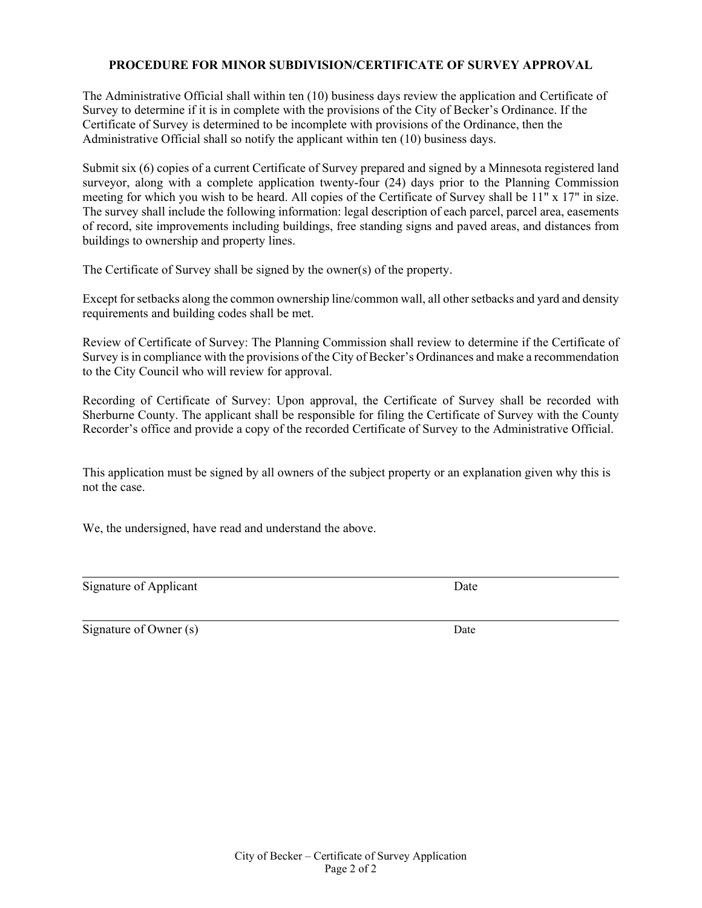## PROCEDURE FOR MINOR SUBDIVISION/CERTIFICATE OF SURVEY APPROVAL

The Administrative Official shall within ten (10) business days review the application and Certificate of Survey to determine if it is in complete with the provisions of the City of Becker's Ordinance. If the Certificate of Survey is determined to be incomplete with provisions of the Ordinance, then the Administrative Official shall so notify the applicant within ten (10) business days.

Submit six (6) copies of a current Certificate of Survey prepared and signed by a Minnesota registered land surveyor, along with a complete application twenty-four (24) days prior to the Planning Commission meeting for which you wish to be heard. All copies of the Certificate of Survey shall be 11" x 17" in size. The survey shall include the following information: legal description of each parcel, parcel area, easements of record, site improvements including buildings, free standing signs and paved areas, and distances from buildings to ownership and property lines.

The Certificate of Survey shall be signed by the owner(s) of the property.

Except for setbacks along the common ownership line/common wall, all other setbacks and yard and density requirements and building codes shall be met.

Review of Certificate of Survey: The Planning Commission shall review to determine if the Certificate of Survey is in compliance with the provisions of the City of Becker's Ordinances and make a recommendation to the City Council who will review for approval.

Recording of Certificate of Survey: Upon approval, the Certificate of Survey shall be recorded with Sherburne County. The applicant shall be responsible for filing the Certificate of Survey with the County Recorder's office and provide a copy of the recorded Certificate of Survey to the Administrative Official.

This application must be signed by all owners of the subject property or an explanation given why this is not the case.

We, the undersigned, have read and understand the above.

_______________________________________________________________

Signature of Applicant Date

_______________________________________________________________

Signature of Owner (s) Date

City of Becker – Certificate of Survey Application